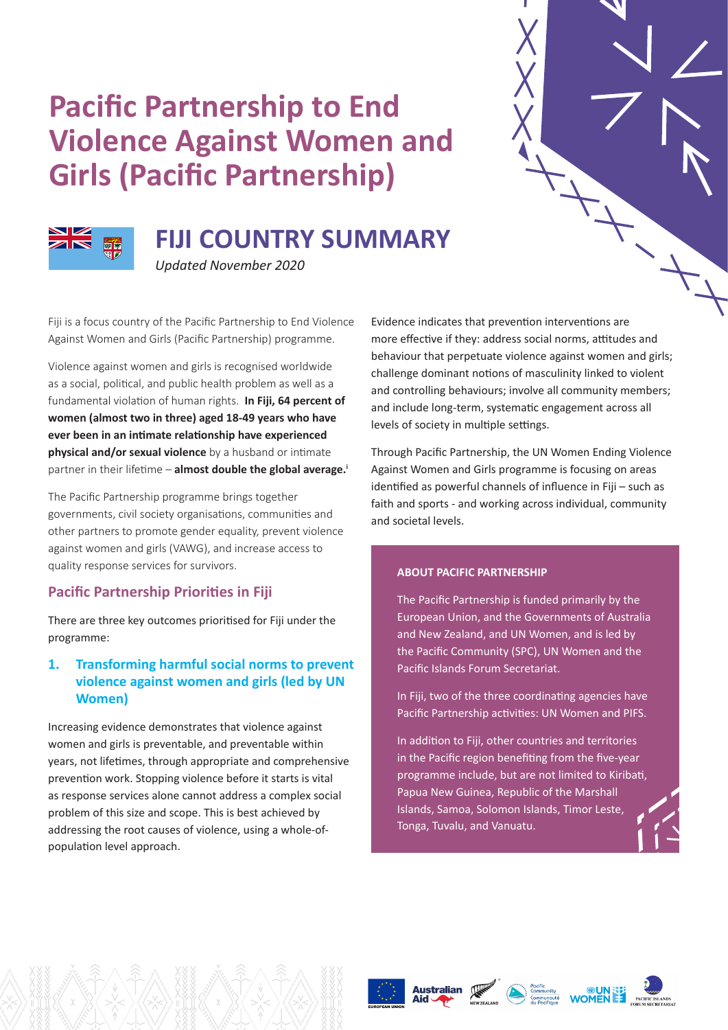# Pacific Partnership to End Violence Against Women and Girls (Pacific Partnership)

## FIJI COUNTRY SUMMARY

*Updated November 2020*

Fiji is a focus country of the Pacific Partnership to End Violence Against Women and Girls (Pacific Partnership) programme.

Violence against women and girls is recognised worldwide as a social, political, and public health problem as well as a fundamental violation of human rights. **In Fiji, 64 percent of women (almost two in three) aged 18-49 years who have ever been in an intimate relationship have experienced physical and/or sexual violence** by a husband or intimate partner in their lifetime – **almost double the global average.**[i]

The Pacific Partnership programme brings together governments, civil society organisations, communities and other partners to promote gender equality, prevent violence against women and girls (VAWG), and increase access to quality response services for survivors.

### Pacific Partnership Priorities in Fiji

There are three key outcomes prioritised for Fiji under the programme:

#### 1. Transforming harmful social norms to prevent violence against women and girls (led by UN Women)

Increasing evidence demonstrates that violence against women and girls is preventable, and preventable within years, not lifetimes, through appropriate and comprehensive prevention work. Stopping violence before it starts is vital as response services alone cannot address a complex social problem of this size and scope. This is best achieved by addressing the root causes of violence, using a whole-of-population level approach.

Evidence indicates that prevention interventions are more effective if they: address social norms, attitudes and behaviour that perpetuate violence against women and girls; challenge dominant notions of masculinity linked to violent and controlling behaviours; involve all community members; and include long-term, systematic engagement across all levels of society in multiple settings.

Through Pacific Partnership, the UN Women Ending Violence Against Women and Girls programme is focusing on areas identified as powerful channels of influence in Fiji – such as faith and sports - and working across individual, community and societal levels.

**ABOUT PACIFIC PARTNERSHIP**

The Pacific Partnership is funded primarily by the European Union, and the Governments of Australia and New Zealand, and UN Women, and is led by the Pacific Community (SPC), UN Women and the Pacific Islands Forum Secretariat.

In Fiji, two of the three coordinating agencies have Pacific Partnership activities: UN Women and PIFS.

In addition to Fiji, other countries and territories in the Pacific region benefiting from the five-year programme include, but are not limited to Kiribati, Papua New Guinea, Republic of the Marshall Islands, Samoa, Solomon Islands, Timor Leste, Tonga, Tuvalu, and Vanuatu.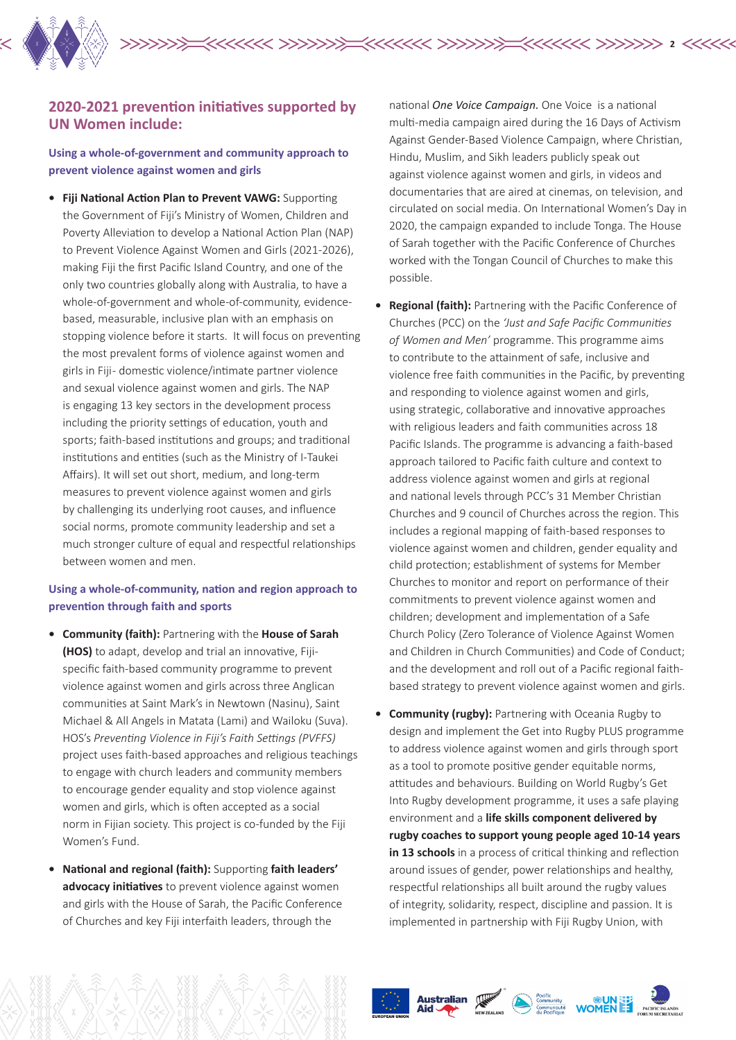## 2020-2021 prevention initiatives supported by UN Women include:

### Using a whole-of-government and community approach to prevent violence against women and girls

- **Fiji National Action Plan to Prevent VAWG:** Supporting the Government of Fiji's Ministry of Women, Children and Poverty Alleviation to develop a National Action Plan (NAP) to Prevent Violence Against Women and Girls (2021-2026), making Fiji the first Pacific Island Country, and one of the only two countries globally along with Australia, to have a whole-of-government and whole-of-community, evidence-based, measurable, inclusive plan with an emphasis on stopping violence before it starts. It will focus on preventing the most prevalent forms of violence against women and girls in Fiji- domestic violence/intimate partner violence and sexual violence against women and girls. The NAP is engaging 13 key sectors in the development process including the priority settings of education, youth and sports; faith-based institutions and groups; and traditional institutions and entities (such as the Ministry of I-Taukei Affairs). It will set out short, medium, and long-term measures to prevent violence against women and girls by challenging its underlying root causes, and influence social norms, promote community leadership and set a much stronger culture of equal and respectful relationships between women and men.

### Using a whole-of-community, nation and region approach to prevention through faith and sports

- **Community (faith):** Partnering with the **House of Sarah (HOS)** to adapt, develop and trial an innovative, Fiji-specific faith-based community programme to prevent violence against women and girls across three Anglican communities at Saint Mark's in Newtown (Nasinu), Saint Michael & All Angels in Matata (Lami) and Wailoku (Suva). HOS's *Preventing Violence in Fiji's Faith Settings (PVFFS)* project uses faith-based approaches and religious teachings to engage with church leaders and community members to encourage gender equality and stop violence against women and girls, which is often accepted as a social norm in Fijian society. This project is co-funded by the Fiji Women's Fund.

- **National and regional (faith):** Supporting **faith leaders' advocacy initiatives** to prevent violence against women and girls with the House of Sarah, the Pacific Conference of Churches and key Fiji interfaith leaders, through the national *One Voice Campaign.* One Voice is a national multi-media campaign aired during the 16 Days of Activism Against Gender-Based Violence Campaign, where Christian, Hindu, Muslim, and Sikh leaders publicly speak out against violence against women and girls, in videos and documentaries that are aired at cinemas, on television, and circulated on social media. On International Women's Day in 2020, the campaign expanded to include Tonga. The House of Sarah together with the Pacific Conference of Churches worked with the Tongan Council of Churches to make this possible.

- **Regional (faith):** Partnering with the Pacific Conference of Churches (PCC) on the *'Just and Safe Pacific Communities of Women and Men'* programme. This programme aims to contribute to the attainment of safe, inclusive and violence free faith communities in the Pacific, by preventing and responding to violence against women and girls, using strategic, collaborative and innovative approaches with religious leaders and faith communities across 18 Pacific Islands. The programme is advancing a faith-based approach tailored to Pacific faith culture and context to address violence against women and girls at regional and national levels through PCC's 31 Member Christian Churches and 9 council of Churches across the region. This includes a regional mapping of faith-based responses to violence against women and children, gender equality and child protection; establishment of systems for Member Churches to monitor and report on performance of their commitments to prevent violence against women and children; development and implementation of a Safe Church Policy (Zero Tolerance of Violence Against Women and Children in Church Communities) and Code of Conduct; and the development and roll out of a Pacific regional faith-based strategy to prevent violence against women and girls.

- **Community (rugby):** Partnering with Oceania Rugby to design and implement the Get into Rugby PLUS programme to address violence against women and girls through sport as a tool to promote positive gender equitable norms, attitudes and behaviours. Building on World Rugby's Get Into Rugby development programme, it uses a safe playing environment and a **life skills component delivered by rugby coaches to support young people aged 10-14 years in 13 schools** in a process of critical thinking and reflection around issues of gender, power relationships and healthy, respectful relationships all built around the rugby values of integrity, solidarity, respect, discipline and passion. It is implemented in partnership with Fiji Rugby Union, with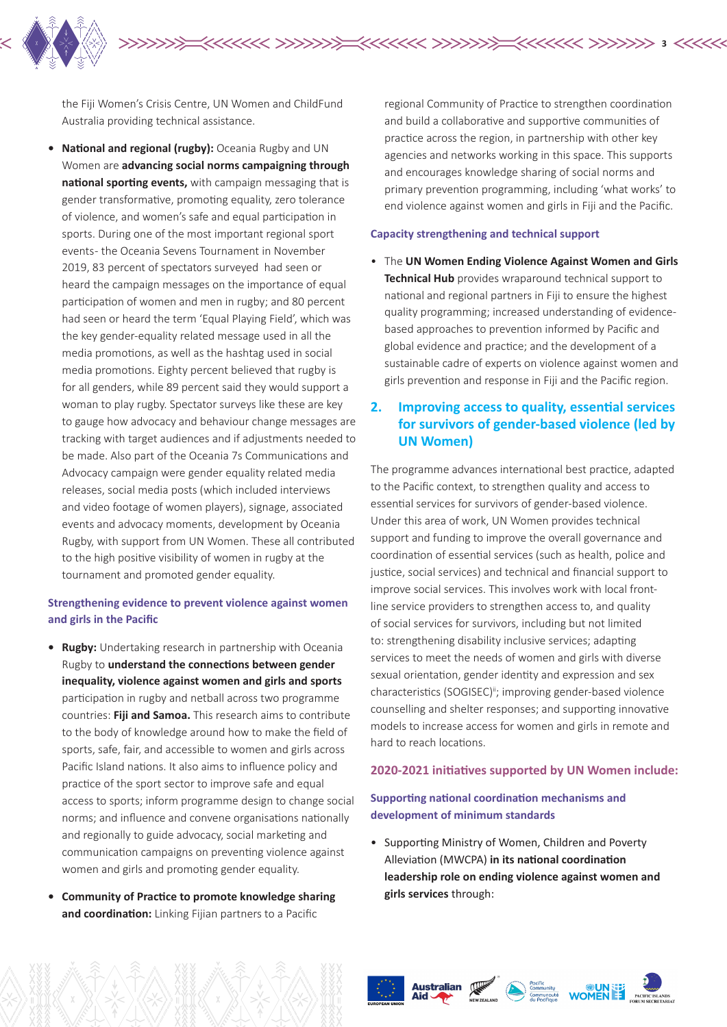the Fiji Women's Crisis Centre, UN Women and ChildFund Australia providing technical assistance.

- **National and regional (rugby):** Oceania Rugby and UN Women are **advancing social norms campaigning through national sporting events,** with campaign messaging that is gender transformative, promoting equality, zero tolerance of violence, and women's safe and equal participation in sports. During one of the most important regional sport events- the Oceania Sevens Tournament in November 2019, 83 percent of spectators surveyed had seen or heard the campaign messages on the importance of equal participation of women and men in rugby; and 80 percent had seen or heard the term 'Equal Playing Field', which was the key gender-equality related message used in all the media promotions, as well as the hashtag used in social media promotions. Eighty percent believed that rugby is for all genders, while 89 percent said they would support a woman to play rugby. Spectator surveys like these are key to gauge how advocacy and behaviour change messages are tracking with target audiences and if adjustments needed to be made. Also part of the Oceania 7s Communications and Advocacy campaign were gender equality related media releases, social media posts (which included interviews and video footage of women players), signage, associated events and advocacy moments, development by Oceania Rugby, with support from UN Women. These all contributed to the high positive visibility of women in rugby at the tournament and promoted gender equality.

### Strengthening evidence to prevent violence against women and girls in the Pacific

- **Rugby:** Undertaking research in partnership with Oceania Rugby to **understand the connections between gender inequality, violence against women and girls and sports** participation in rugby and netball across two programme countries: **Fiji and Samoa.** This research aims to contribute to the body of knowledge around how to make the field of sports, safe, fair, and accessible to women and girls across Pacific Island nations. It also aims to influence policy and practice of the sport sector to improve safe and equal access to sports; inform programme design to change social norms; and influence and convene organisations nationally and regionally to guide advocacy, social marketing and communication campaigns on preventing violence against women and girls and promoting gender equality.
- **Community of Practice to promote knowledge sharing and coordination:** Linking Fijian partners to a Pacific regional Community of Practice to strengthen coordination and build a collaborative and supportive communities of practice across the region, in partnership with other key agencies and networks working in this space. This supports and encourages knowledge sharing of social norms and primary prevention programming, including 'what works' to end violence against women and girls in Fiji and the Pacific.

### Capacity strengthening and technical support

- The **UN Women Ending Violence Against Women and Girls Technical Hub** provides wraparound technical support to national and regional partners in Fiji to ensure the highest quality programming; increased understanding of evidence-based approaches to prevention informed by Pacific and global evidence and practice; and the development of a sustainable cadre of experts on violence against women and girls prevention and response in Fiji and the Pacific region.

## 2. Improving access to quality, essential services for survivors of gender-based violence (led by UN Women)

The programme advances international best practice, adapted to the Pacific context, to strengthen quality and access to essential services for survivors of gender-based violence. Under this area of work, UN Women provides technical support and funding to improve the overall governance and coordination of essential services (such as health, police and justice, social services) and technical and financial support to improve social services. This involves work with local front-line service providers to strengthen access to, and quality of social services for survivors, including but not limited to: strengthening disability inclusive services; adapting services to meet the needs of women and girls with diverse sexual orientation, gender identity and expression and sex characteristics (SOGISEC)[ii]; improving gender-based violence counselling and shelter responses; and supporting innovative models to increase access for women and girls in remote and hard to reach locations.

### 2020-2021 initiatives supported by UN Women include:

### Supporting national coordination mechanisms and development of minimum standards

- Supporting Ministry of Women, Children and Poverty Alleviation (MWCPA) **in its national coordination leadership role on ending violence against women and girls services** through: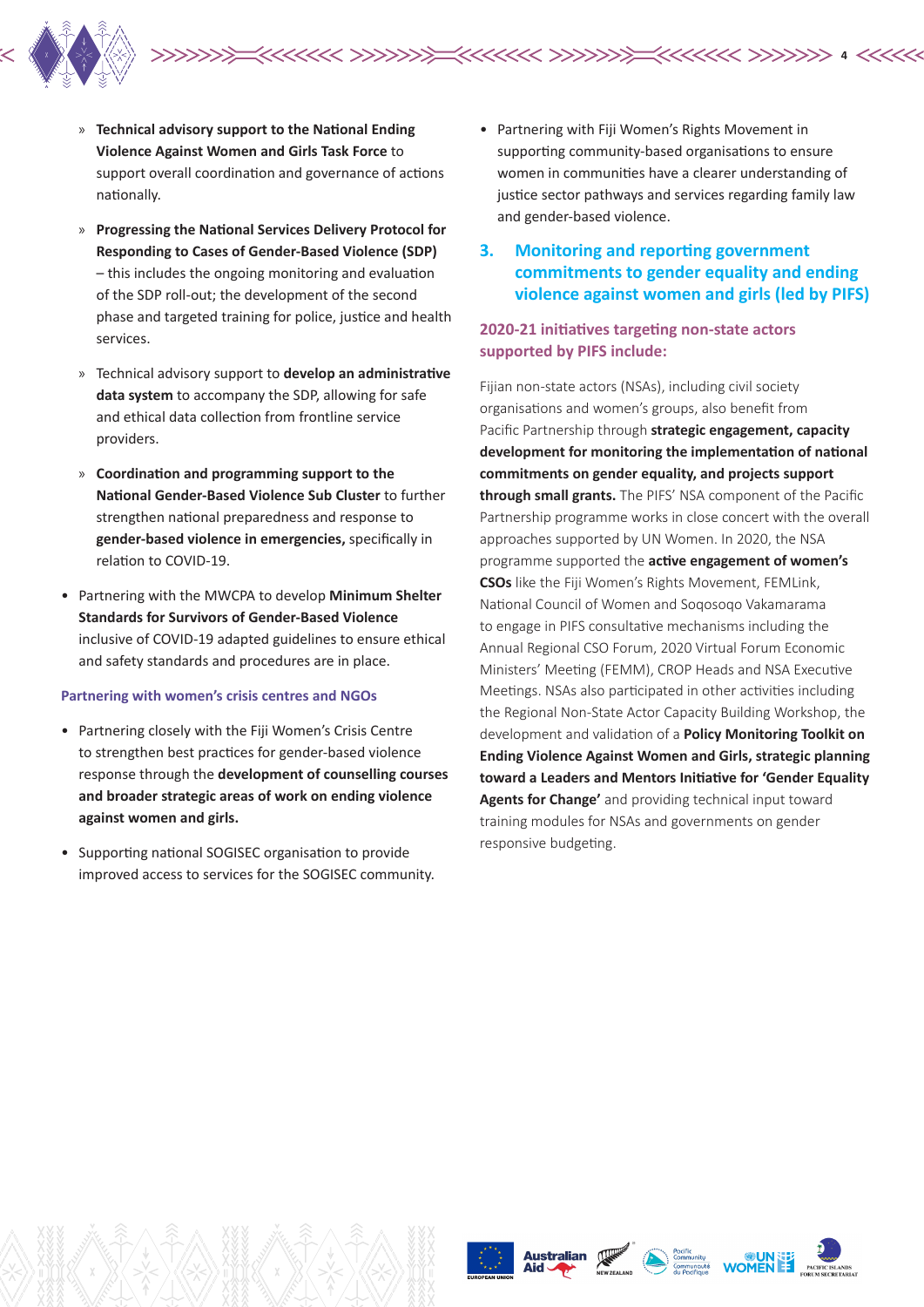- **Technical advisory support to the National Ending Violence Against Women and Girls Task Force** to support overall coordination and governance of actions nationally.
   - **Progressing the National Services Delivery Protocol for Responding to Cases of Gender-Based Violence (SDP)** – this includes the ongoing monitoring and evaluation of the SDP roll-out; the development of the second phase and targeted training for police, justice and health services.
   - Technical advisory support to **develop an administrative data system** to accompany the SDP, allowing for safe and ethical data collection from frontline service providers.
   - **Coordination and programming support to the National Gender-Based Violence Sub Cluster** to further strengthen national preparedness and response to **gender-based violence in emergencies,** specifically in relation to COVID-19.

- Partnering with the MWCPA to develop **Minimum Shelter Standards for Survivors of Gender-Based Violence** inclusive of COVID-19 adapted guidelines to ensure ethical and safety standards and procedures are in place.

#### Partnering with women's crisis centres and NGOs

- Partnering closely with the Fiji Women's Crisis Centre to strengthen best practices for gender-based violence response through the **development of counselling courses and broader strategic areas of work on ending violence against women and girls.**
- Supporting national SOGISEC organisation to provide improved access to services for the SOGISEC community.
- Partnering with Fiji Women's Rights Movement in supporting community-based organisations to ensure women in communities have a clearer understanding of justice sector pathways and services regarding family law and gender-based violence.

## 3. Monitoring and reporting government commitments to gender equality and ending violence against women and girls (led by PIFS)

#### 2020-21 initiatives targeting non-state actors supported by PIFS include:

Fijian non-state actors (NSAs), including civil society organisations and women's groups, also benefit from Pacific Partnership through **strategic engagement, capacity development for monitoring the implementation of national commitments on gender equality, and projects support through small grants.** The PIFS' NSA component of the Pacific Partnership programme works in close concert with the overall approaches supported by UN Women. In 2020, the NSA programme supported the **active engagement of women's CSOs** like the Fiji Women's Rights Movement, FEMLink, National Council of Women and Soqosoqo Vakamarama to engage in PIFS consultative mechanisms including the Annual Regional CSO Forum, 2020 Virtual Forum Economic Ministers' Meeting (FEMM), CROP Heads and NSA Executive Meetings. NSAs also participated in other activities including the Regional Non-State Actor Capacity Building Workshop, the development and validation of a **Policy Monitoring Toolkit on Ending Violence Against Women and Girls, strategic planning toward a Leaders and Mentors Initiative for 'Gender Equality Agents for Change'** and providing technical input toward training modules for NSAs and governments on gender responsive budgeting.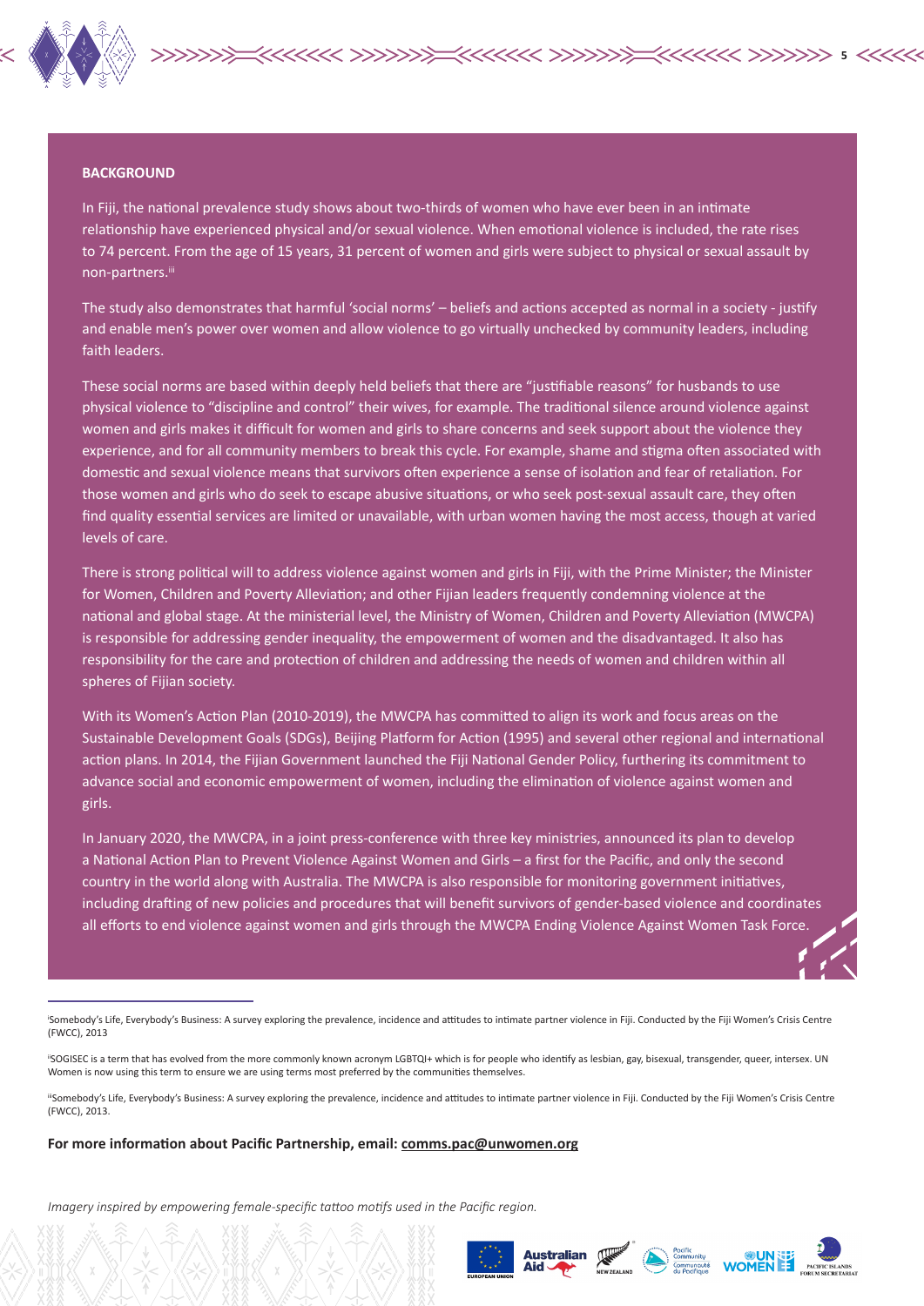## BACKGROUND

In Fiji, the national prevalence study shows about two-thirds of women who have ever been in an intimate relationship have experienced physical and/or sexual violence. When emotional violence is included, the rate rises to 74 percent. From the age of 15 years, 31 percent of women and girls were subject to physical or sexual assault by non-partners.[iii]

The study also demonstrates that harmful 'social norms' – beliefs and actions accepted as normal in a society - justify and enable men's power over women and allow violence to go virtually unchecked by community leaders, including faith leaders.

These social norms are based within deeply held beliefs that there are "justifiable reasons" for husbands to use physical violence to "discipline and control" their wives, for example. The traditional silence around violence against women and girls makes it difficult for women and girls to share concerns and seek support about the violence they experience, and for all community members to break this cycle. For example, shame and stigma often associated with domestic and sexual violence means that survivors often experience a sense of isolation and fear of retaliation. For those women and girls who do seek to escape abusive situations, or who seek post-sexual assault care, they often find quality essential services are limited or unavailable, with urban women having the most access, though at varied levels of care.

There is strong political will to address violence against women and girls in Fiji, with the Prime Minister; the Minister for Women, Children and Poverty Alleviation; and other Fijian leaders frequently condemning violence at the national and global stage. At the ministerial level, the Ministry of Women, Children and Poverty Alleviation (MWCPA) is responsible for addressing gender inequality, the empowerment of women and the disadvantaged. It also has responsibility for the care and protection of children and addressing the needs of women and children within all spheres of Fijian society.

With its Women's Action Plan (2010-2019), the MWCPA has committed to align its work and focus areas on the Sustainable Development Goals (SDGs), Beijing Platform for Action (1995) and several other regional and international action plans. In 2014, the Fijian Government launched the Fiji National Gender Policy, furthering its commitment to advance social and economic empowerment of women, including the elimination of violence against women and girls.

In January 2020, the MWCPA, in a joint press-conference with three key ministries, announced its plan to develop a National Action Plan to Prevent Violence Against Women and Girls – a first for the Pacific, and only the second country in the world along with Australia. The MWCPA is also responsible for monitoring government initiatives, including drafting of new policies and procedures that will benefit survivors of gender-based violence and coordinates all efforts to end violence against women and girls through the MWCPA Ending Violence Against Women Task Force.

---

[i]Somebody's Life, Everybody's Business: A survey exploring the prevalence, incidence and attitudes to intimate partner violence in Fiji. Conducted by the Fiji Women's Crisis Centre (FWCC), 2013

[ii]SOGISEC is a term that has evolved from the more commonly known acronym LGBTQI+ which is for people who identify as lesbian, gay, bisexual, transgender, queer, intersex. UN Women is now using this term to ensure we are using terms most preferred by the communities themselves.

[iii]Somebody's Life, Everybody's Business: A survey exploring the prevalence, incidence and attitudes to intimate partner violence in Fiji. Conducted by the Fiji Women's Crisis Centre (FWCC), 2013.

**For more information about Pacific Partnership, email: comms.pac@unwomen.org**

*Imagery inspired by empowering female-specific tattoo motifs used in the Pacific region.*